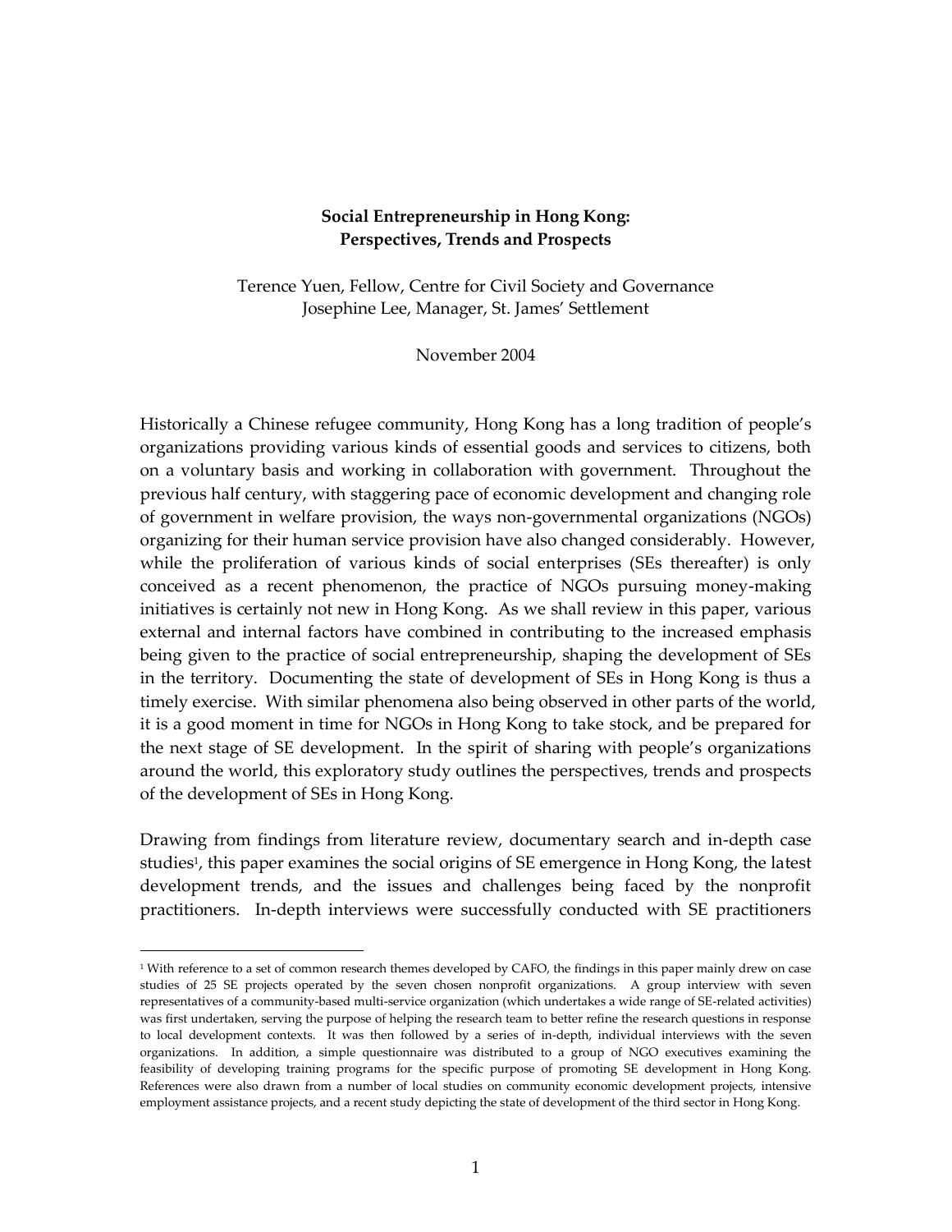# Social Entrepreneurship in Hong Kong: Perspectives, Trends and Prospects

Terence Yuen, Fellow, Centre for Civil Society and Governance
Josephine Lee, Manager, St. James' Settlement

November 2004

Historically a Chinese refugee community, Hong Kong has a long tradition of people's organizations providing various kinds of essential goods and services to citizens, both on a voluntary basis and working in collaboration with government. Throughout the previous half century, with staggering pace of economic development and changing role of government in welfare provision, the ways non-governmental organizations (NGOs) organizing for their human service provision have also changed considerably. However, while the proliferation of various kinds of social enterprises (SEs thereafter) is only conceived as a recent phenomenon, the practice of NGOs pursuing money-making initiatives is certainly not new in Hong Kong. As we shall review in this paper, various external and internal factors have combined in contributing to the increased emphasis being given to the practice of social entrepreneurship, shaping the development of SEs in the territory. Documenting the state of development of SEs in Hong Kong is thus a timely exercise. With similar phenomena also being observed in other parts of the world, it is a good moment in time for NGOs in Hong Kong to take stock, and be prepared for the next stage of SE development. In the spirit of sharing with people's organizations around the world, this exploratory study outlines the perspectives, trends and prospects of the development of SEs in Hong Kong.

Drawing from findings from literature review, documentary search and in-depth case studies[1], this paper examines the social origins of SE emergence in Hong Kong, the latest development trends, and the issues and challenges being faced by the nonprofit practitioners. In-depth interviews were successfully conducted with SE practitioners

[1] With reference to a set of common research themes developed by CAFO, the findings in this paper mainly drew on case studies of 25 SE projects operated by the seven chosen nonprofit organizations. A group interview with seven representatives of a community-based multi-service organization (which undertakes a wide range of SE-related activities) was first undertaken, serving the purpose of helping the research team to better refine the research questions in response to local development contexts. It was then followed by a series of in-depth, individual interviews with the seven organizations. In addition, a simple questionnaire was distributed to a group of NGO executives examining the feasibility of developing training programs for the specific purpose of promoting SE development in Hong Kong. References were also drawn from a number of local studies on community economic development projects, intensive employment assistance projects, and a recent study depicting the state of development of the third sector in Hong Kong.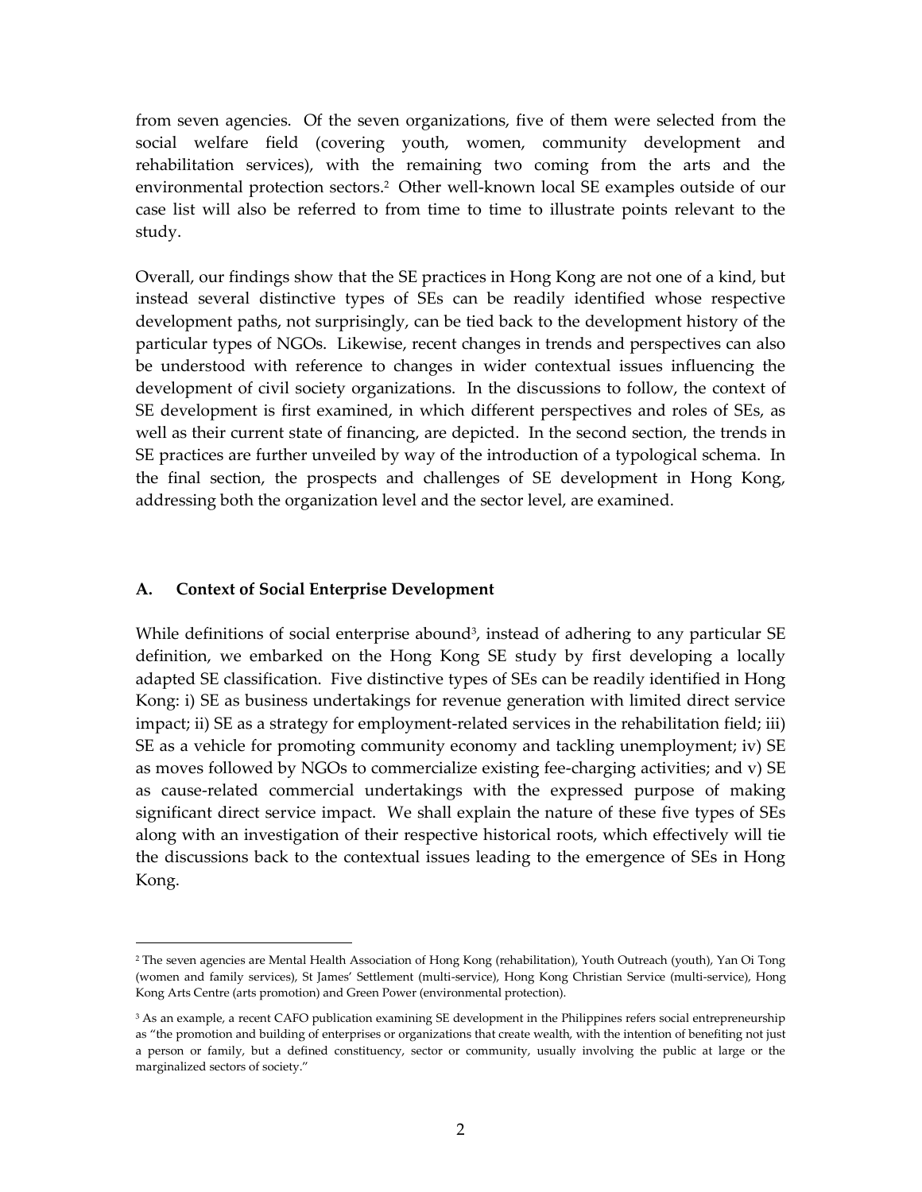from seven agencies. Of the seven organizations, five of them were selected from the social welfare field (covering youth, women, community development and rehabilitation services), with the remaining two coming from the arts and the environmental protection sectors.[2] Other well-known local SE examples outside of our case list will also be referred to from time to time to illustrate points relevant to the study.

Overall, our findings show that the SE practices in Hong Kong are not one of a kind, but instead several distinctive types of SEs can be readily identified whose respective development paths, not surprisingly, can be tied back to the development history of the particular types of NGOs. Likewise, recent changes in trends and perspectives can also be understood with reference to changes in wider contextual issues influencing the development of civil society organizations. In the discussions to follow, the context of SE development is first examined, in which different perspectives and roles of SEs, as well as their current state of financing, are depicted. In the second section, the trends in SE practices are further unveiled by way of the introduction of a typological schema. In the final section, the prospects and challenges of SE development in Hong Kong, addressing both the organization level and the sector level, are examined.

## A. Context of Social Enterprise Development

While definitions of social enterprise abound[3], instead of adhering to any particular SE definition, we embarked on the Hong Kong SE study by first developing a locally adapted SE classification. Five distinctive types of SEs can be readily identified in Hong Kong: i) SE as business undertakings for revenue generation with limited direct service impact; ii) SE as a strategy for employment-related services in the rehabilitation field; iii) SE as a vehicle for promoting community economy and tackling unemployment; iv) SE as moves followed by NGOs to commercialize existing fee-charging activities; and v) SE as cause-related commercial undertakings with the expressed purpose of making significant direct service impact. We shall explain the nature of these five types of SEs along with an investigation of their respective historical roots, which effectively will tie the discussions back to the contextual issues leading to the emergence of SEs in Hong Kong.

---

[2] The seven agencies are Mental Health Association of Hong Kong (rehabilitation), Youth Outreach (youth), Yan Oi Tong (women and family services), St James' Settlement (multi-service), Hong Kong Christian Service (multi-service), Hong Kong Arts Centre (arts promotion) and Green Power (environmental protection).

[3] As an example, a recent CAFO publication examining SE development in the Philippines refers social entrepreneurship as "the promotion and building of enterprises or organizations that create wealth, with the intention of benefiting not just a person or family, but a defined constituency, sector or community, usually involving the public at large or the marginalized sectors of society."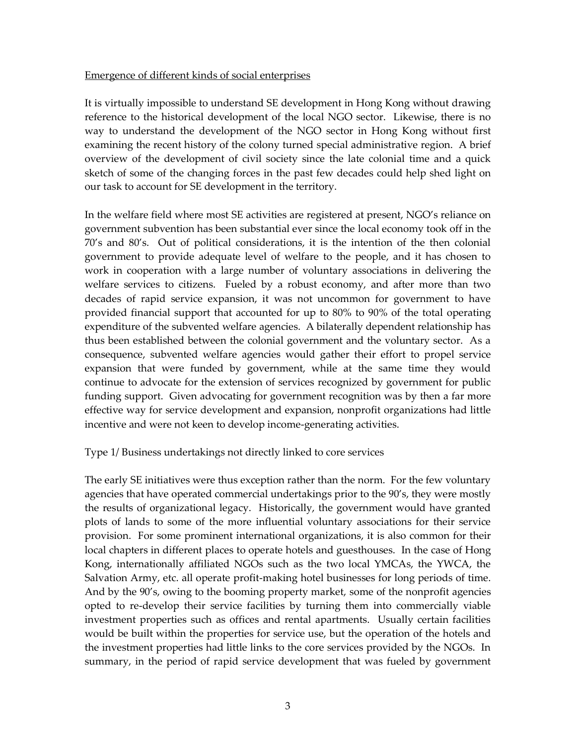Emergence of different kinds of social enterprises

It is virtually impossible to understand SE development in Hong Kong without drawing reference to the historical development of the local NGO sector. Likewise, there is no way to understand the development of the NGO sector in Hong Kong without first examining the recent history of the colony turned special administrative region. A brief overview of the development of civil society since the late colonial time and a quick sketch of some of the changing forces in the past few decades could help shed light on our task to account for SE development in the territory.

In the welfare field where most SE activities are registered at present, NGO's reliance on government subvention has been substantial ever since the local economy took off in the 70's and 80's. Out of political considerations, it is the intention of the then colonial government to provide adequate level of welfare to the people, and it has chosen to work in cooperation with a large number of voluntary associations in delivering the welfare services to citizens. Fueled by a robust economy, and after more than two decades of rapid service expansion, it was not uncommon for government to have provided financial support that accounted for up to 80% to 90% of the total operating expenditure of the subvented welfare agencies. A bilaterally dependent relationship has thus been established between the colonial government and the voluntary sector. As a consequence, subvented welfare agencies would gather their effort to propel service expansion that were funded by government, while at the same time they would continue to advocate for the extension of services recognized by government for public funding support. Given advocating for government recognition was by then a far more effective way for service development and expansion, nonprofit organizations had little incentive and were not keen to develop income-generating activities.

Type 1/ Business undertakings not directly linked to core services

The early SE initiatives were thus exception rather than the norm. For the few voluntary agencies that have operated commercial undertakings prior to the 90's, they were mostly the results of organizational legacy. Historically, the government would have granted plots of lands to some of the more influential voluntary associations for their service provision. For some prominent international organizations, it is also common for their local chapters in different places to operate hotels and guesthouses. In the case of Hong Kong, internationally affiliated NGOs such as the two local YMCAs, the YWCA, the Salvation Army, etc. all operate profit-making hotel businesses for long periods of time. And by the 90's, owing to the booming property market, some of the nonprofit agencies opted to re-develop their service facilities by turning them into commercially viable investment properties such as offices and rental apartments. Usually certain facilities would be built within the properties for service use, but the operation of the hotels and the investment properties had little links to the core services provided by the NGOs. In summary, in the period of rapid service development that was fueled by government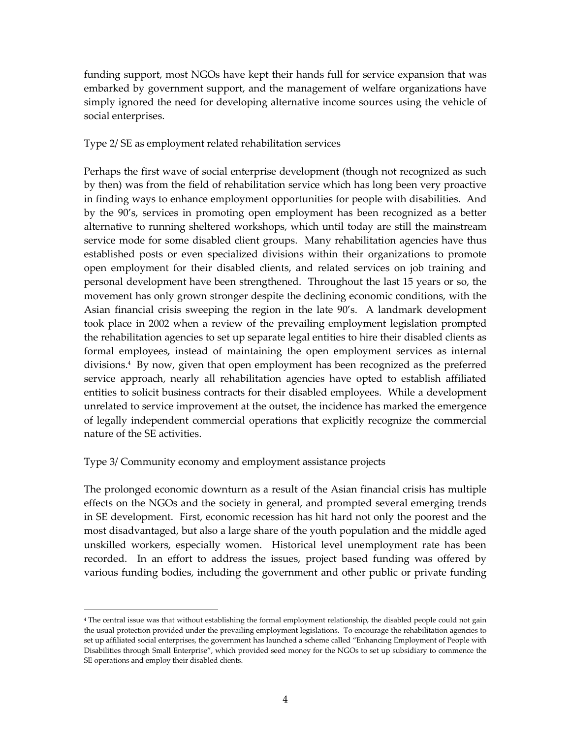funding support, most NGOs have kept their hands full for service expansion that was embarked by government support, and the management of welfare organizations have simply ignored the need for developing alternative income sources using the vehicle of social enterprises.

Type 2/ SE as employment related rehabilitation services

Perhaps the first wave of social enterprise development (though not recognized as such by then) was from the field of rehabilitation service which has long been very proactive in finding ways to enhance employment opportunities for people with disabilities. And by the 90's, services in promoting open employment has been recognized as a better alternative to running sheltered workshops, which until today are still the mainstream service mode for some disabled client groups. Many rehabilitation agencies have thus established posts or even specialized divisions within their organizations to promote open employment for their disabled clients, and related services on job training and personal development have been strengthened. Throughout the last 15 years or so, the movement has only grown stronger despite the declining economic conditions, with the Asian financial crisis sweeping the region in the late 90's. A landmark development took place in 2002 when a review of the prevailing employment legislation prompted the rehabilitation agencies to set up separate legal entities to hire their disabled clients as formal employees, instead of maintaining the open employment services as internal divisions.[4] By now, given that open employment has been recognized as the preferred service approach, nearly all rehabilitation agencies have opted to establish affiliated entities to solicit business contracts for their disabled employees. While a development unrelated to service improvement at the outset, the incidence has marked the emergence of legally independent commercial operations that explicitly recognize the commercial nature of the SE activities.

Type 3/ Community economy and employment assistance projects

The prolonged economic downturn as a result of the Asian financial crisis has multiple effects on the NGOs and the society in general, and prompted several emerging trends in SE development. First, economic recession has hit hard not only the poorest and the most disadvantaged, but also a large share of the youth population and the middle aged unskilled workers, especially women. Historical level unemployment rate has been recorded. In an effort to address the issues, project based funding was offered by various funding bodies, including the government and other public or private funding

---

[4] The central issue was that without establishing the formal employment relationship, the disabled people could not gain the usual protection provided under the prevailing employment legislations. To encourage the rehabilitation agencies to set up affiliated social enterprises, the government has launched a scheme called "Enhancing Employment of People with Disabilities through Small Enterprise", which provided seed money for the NGOs to set up subsidiary to commence the SE operations and employ their disabled clients.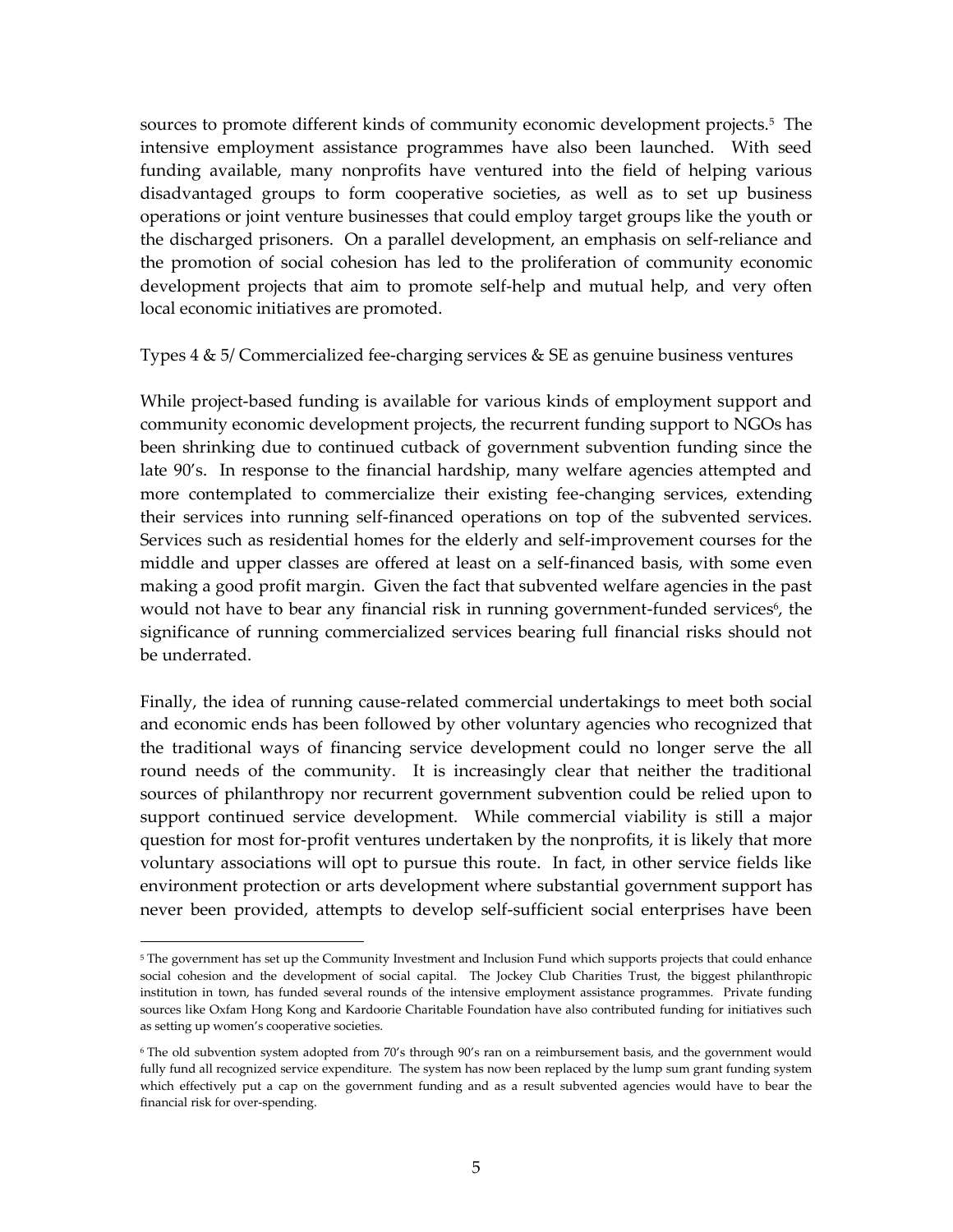sources to promote different kinds of community economic development projects.[5] The intensive employment assistance programmes have also been launched. With seed funding available, many nonprofits have ventured into the field of helping various disadvantaged groups to form cooperative societies, as well as to set up business operations or joint venture businesses that could employ target groups like the youth or the discharged prisoners. On a parallel development, an emphasis on self-reliance and the promotion of social cohesion has led to the proliferation of community economic development projects that aim to promote self-help and mutual help, and very often local economic initiatives are promoted.

Types 4 & 5/ Commercialized fee-charging services & SE as genuine business ventures

While project-based funding is available for various kinds of employment support and community economic development projects, the recurrent funding support to NGOs has been shrinking due to continued cutback of government subvention funding since the late 90's. In response to the financial hardship, many welfare agencies attempted and more contemplated to commercialize their existing fee-changing services, extending their services into running self-financed operations on top of the subvented services. Services such as residential homes for the elderly and self-improvement courses for the middle and upper classes are offered at least on a self-financed basis, with some even making a good profit margin. Given the fact that subvented welfare agencies in the past would not have to bear any financial risk in running government-funded services[6], the significance of running commercialized services bearing full financial risks should not be underrated.

Finally, the idea of running cause-related commercial undertakings to meet both social and economic ends has been followed by other voluntary agencies who recognized that the traditional ways of financing service development could no longer serve the all round needs of the community. It is increasingly clear that neither the traditional sources of philanthropy nor recurrent government subvention could be relied upon to support continued service development. While commercial viability is still a major question for most for-profit ventures undertaken by the nonprofits, it is likely that more voluntary associations will opt to pursue this route. In fact, in other service fields like environment protection or arts development where substantial government support has never been provided, attempts to develop self-sufficient social enterprises have been

---

[5] The government has set up the Community Investment and Inclusion Fund which supports projects that could enhance social cohesion and the development of social capital. The Jockey Club Charities Trust, the biggest philanthropic institution in town, has funded several rounds of the intensive employment assistance programmes. Private funding sources like Oxfam Hong Kong and Kardoorie Charitable Foundation have also contributed funding for initiatives such as setting up women's cooperative societies.

[6] The old subvention system adopted from 70's through 90's ran on a reimbursement basis, and the government would fully fund all recognized service expenditure. The system has now been replaced by the lump sum grant funding system which effectively put a cap on the government funding and as a result subvented agencies would have to bear the financial risk for over-spending.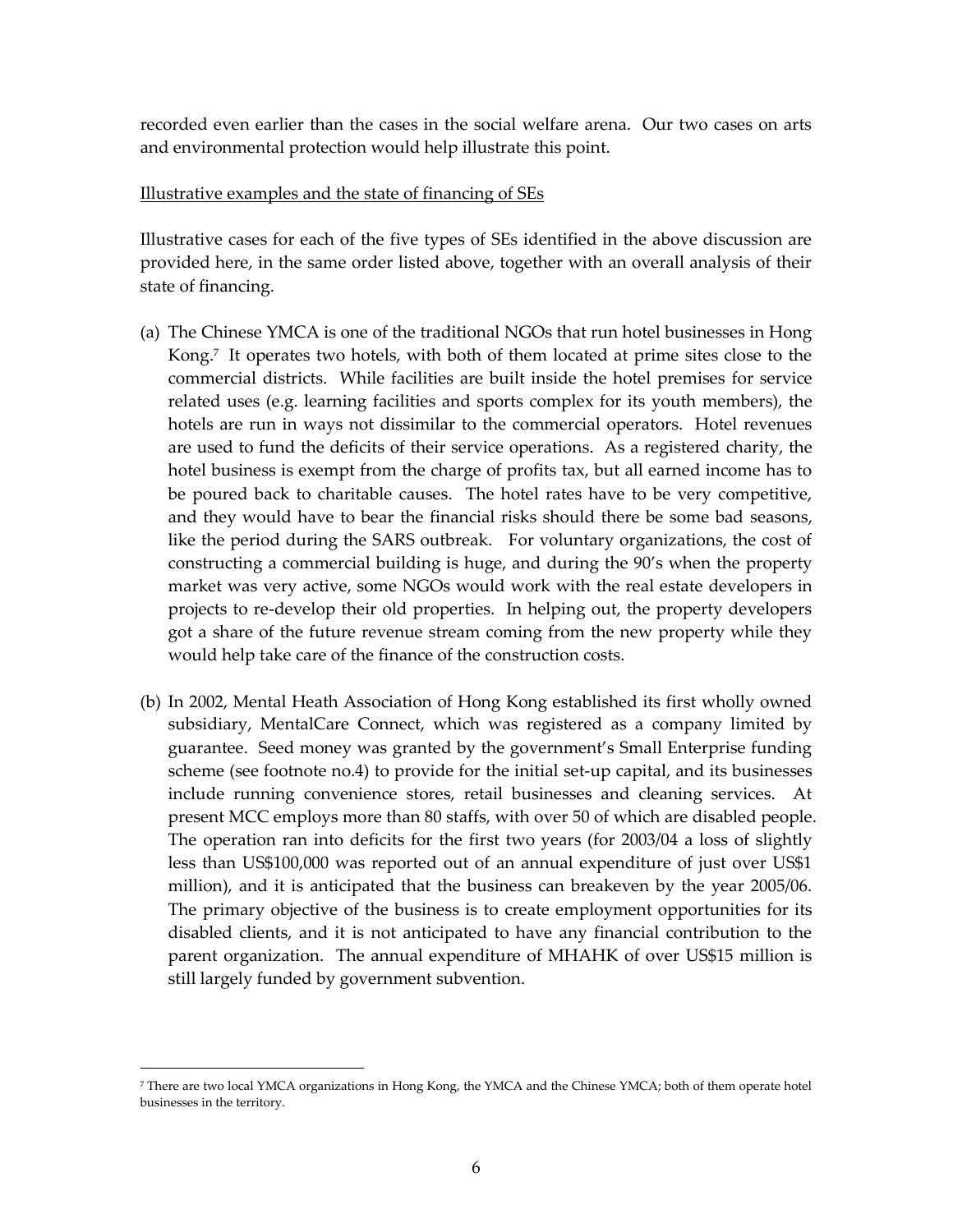recorded even earlier than the cases in the social welfare arena. Our two cases on arts and environmental protection would help illustrate this point.

Illustrative examples and the state of financing of SEs

Illustrative cases for each of the five types of SEs identified in the above discussion are provided here, in the same order listed above, together with an overall analysis of their state of financing.

(a) The Chinese YMCA is one of the traditional NGOs that run hotel businesses in Hong Kong.[7] It operates two hotels, with both of them located at prime sites close to the commercial districts. While facilities are built inside the hotel premises for service related uses (e.g. learning facilities and sports complex for its youth members), the hotels are run in ways not dissimilar to the commercial operators. Hotel revenues are used to fund the deficits of their service operations. As a registered charity, the hotel business is exempt from the charge of profits tax, but all earned income has to be poured back to charitable causes. The hotel rates have to be very competitive, and they would have to bear the financial risks should there be some bad seasons, like the period during the SARS outbreak. For voluntary organizations, the cost of constructing a commercial building is huge, and during the 90's when the property market was very active, some NGOs would work with the real estate developers in projects to re-develop their old properties. In helping out, the property developers got a share of the future revenue stream coming from the new property while they would help take care of the finance of the construction costs.

(b) In 2002, Mental Heath Association of Hong Kong established its first wholly owned subsidiary, MentalCare Connect, which was registered as a company limited by guarantee. Seed money was granted by the government's Small Enterprise funding scheme (see footnote no.4) to provide for the initial set-up capital, and its businesses include running convenience stores, retail businesses and cleaning services. At present MCC employs more than 80 staffs, with over 50 of which are disabled people. The operation ran into deficits for the first two years (for 2003/04 a loss of slightly less than US$100,000 was reported out of an annual expenditure of just over US$1 million), and it is anticipated that the business can breakeven by the year 2005/06. The primary objective of the business is to create employment opportunities for its disabled clients, and it is not anticipated to have any financial contribution to the parent organization. The annual expenditure of MHAHK of over US$15 million is still largely funded by government subvention.

[7] There are two local YMCA organizations in Hong Kong, the YMCA and the Chinese YMCA; both of them operate hotel businesses in the territory.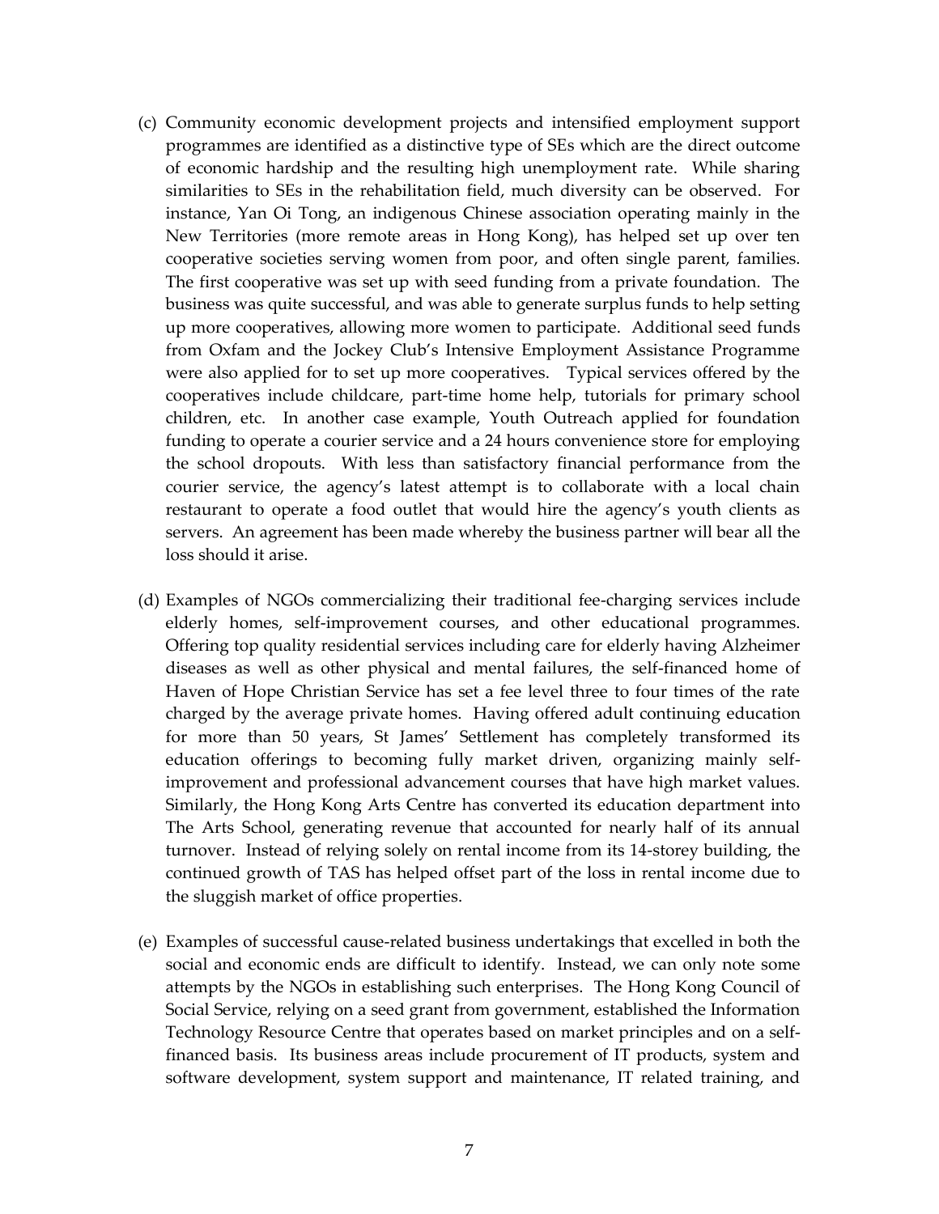(c) Community economic development projects and intensified employment support programmes are identified as a distinctive type of SEs which are the direct outcome of economic hardship and the resulting high unemployment rate. While sharing similarities to SEs in the rehabilitation field, much diversity can be observed. For instance, Yan Oi Tong, an indigenous Chinese association operating mainly in the New Territories (more remote areas in Hong Kong), has helped set up over ten cooperative societies serving women from poor, and often single parent, families. The first cooperative was set up with seed funding from a private foundation. The business was quite successful, and was able to generate surplus funds to help setting up more cooperatives, allowing more women to participate. Additional seed funds from Oxfam and the Jockey Club's Intensive Employment Assistance Programme were also applied for to set up more cooperatives. Typical services offered by the cooperatives include childcare, part-time home help, tutorials for primary school children, etc. In another case example, Youth Outreach applied for foundation funding to operate a courier service and a 24 hours convenience store for employing the school dropouts. With less than satisfactory financial performance from the courier service, the agency's latest attempt is to collaborate with a local chain restaurant to operate a food outlet that would hire the agency's youth clients as servers. An agreement has been made whereby the business partner will bear all the loss should it arise.

(d) Examples of NGOs commercializing their traditional fee-charging services include elderly homes, self-improvement courses, and other educational programmes. Offering top quality residential services including care for elderly having Alzheimer diseases as well as other physical and mental failures, the self-financed home of Haven of Hope Christian Service has set a fee level three to four times of the rate charged by the average private homes. Having offered adult continuing education for more than 50 years, St James' Settlement has completely transformed its education offerings to becoming fully market driven, organizing mainly self-improvement and professional advancement courses that have high market values. Similarly, the Hong Kong Arts Centre has converted its education department into The Arts School, generating revenue that accounted for nearly half of its annual turnover. Instead of relying solely on rental income from its 14-storey building, the continued growth of TAS has helped offset part of the loss in rental income due to the sluggish market of office properties.

(e) Examples of successful cause-related business undertakings that excelled in both the social and economic ends are difficult to identify. Instead, we can only note some attempts by the NGOs in establishing such enterprises. The Hong Kong Council of Social Service, relying on a seed grant from government, established the Information Technology Resource Centre that operates based on market principles and on a self-financed basis. Its business areas include procurement of IT products, system and software development, system support and maintenance, IT related training, and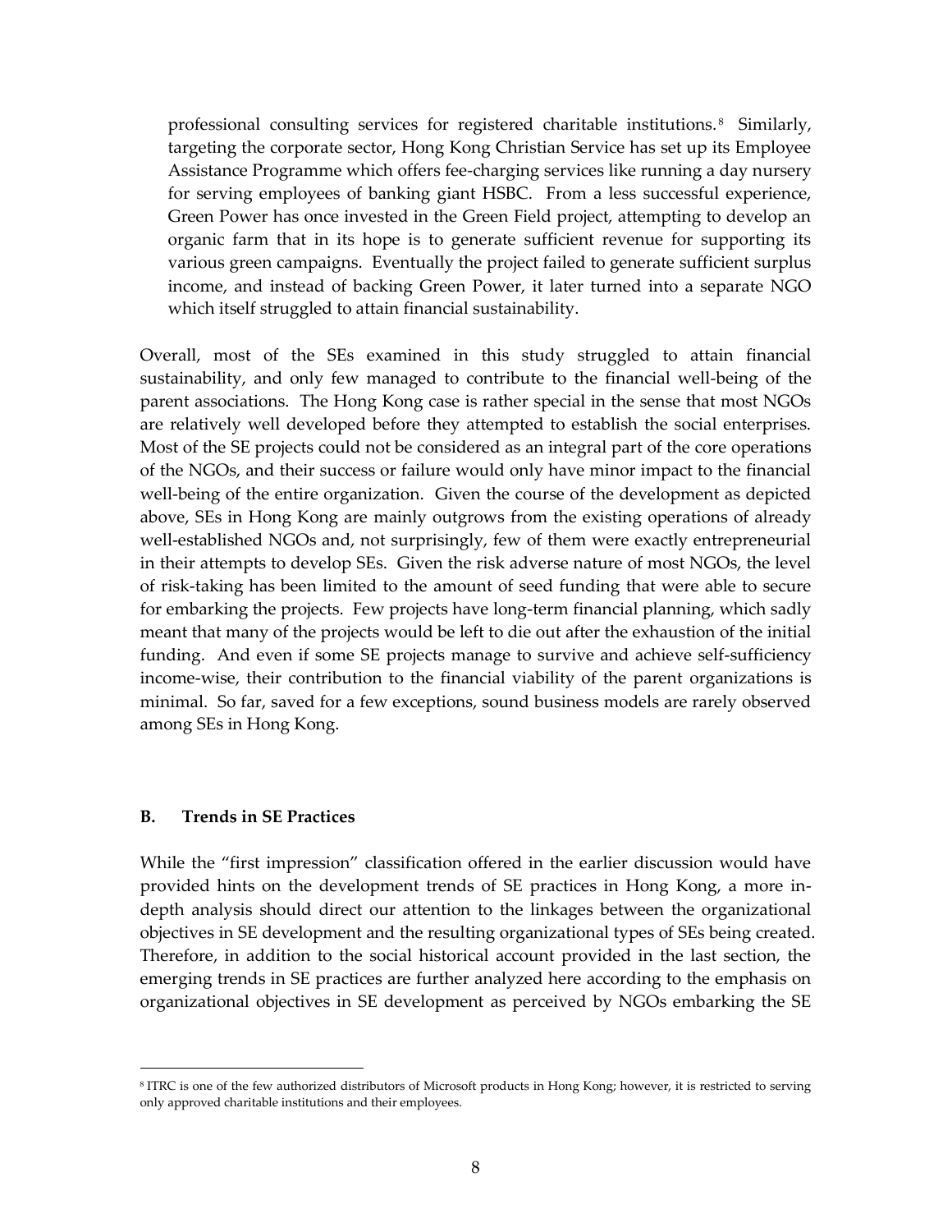professional consulting services for registered charitable institutions.[8] Similarly, targeting the corporate sector, Hong Kong Christian Service has set up its Employee Assistance Programme which offers fee-charging services like running a day nursery for serving employees of banking giant HSBC. From a less successful experience, Green Power has once invested in the Green Field project, attempting to develop an organic farm that in its hope is to generate sufficient revenue for supporting its various green campaigns. Eventually the project failed to generate sufficient surplus income, and instead of backing Green Power, it later turned into a separate NGO which itself struggled to attain financial sustainability.

Overall, most of the SEs examined in this study struggled to attain financial sustainability, and only few managed to contribute to the financial well-being of the parent associations. The Hong Kong case is rather special in the sense that most NGOs are relatively well developed before they attempted to establish the social enterprises. Most of the SE projects could not be considered as an integral part of the core operations of the NGOs, and their success or failure would only have minor impact to the financial well-being of the entire organization. Given the course of the development as depicted above, SEs in Hong Kong are mainly outgrows from the existing operations of already well-established NGOs and, not surprisingly, few of them were exactly entrepreneurial in their attempts to develop SEs. Given the risk adverse nature of most NGOs, the level of risk-taking has been limited to the amount of seed funding that were able to secure for embarking the projects. Few projects have long-term financial planning, which sadly meant that many of the projects would be left to die out after the exhaustion of the initial funding. And even if some SE projects manage to survive and achieve self-sufficiency income-wise, their contribution to the financial viability of the parent organizations is minimal. So far, saved for a few exceptions, sound business models are rarely observed among SEs in Hong Kong.

### B. Trends in SE Practices

While the "first impression" classification offered in the earlier discussion would have provided hints on the development trends of SE practices in Hong Kong, a more in-depth analysis should direct our attention to the linkages between the organizational objectives in SE development and the resulting organizational types of SEs being created. Therefore, in addition to the social historical account provided in the last section, the emerging trends in SE practices are further analyzed here according to the emphasis on organizational objectives in SE development as perceived by NGOs embarking the SE

[8] ITRC is one of the few authorized distributors of Microsoft products in Hong Kong; however, it is restricted to serving only approved charitable institutions and their employees.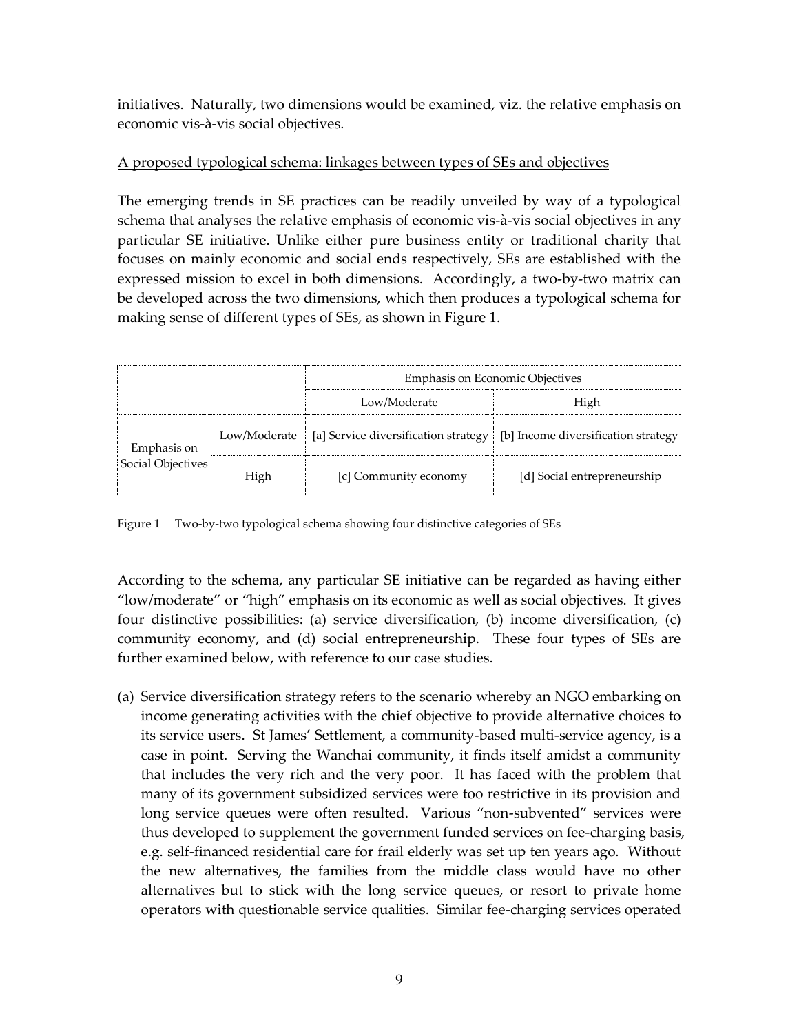initiatives. Naturally, two dimensions would be examined, viz. the relative emphasis on economic vis-à-vis social objectives.

A proposed typological schema: linkages between types of SEs and objectives

The emerging trends in SE practices can be readily unveiled by way of a typological schema that analyses the relative emphasis of economic vis-à-vis social objectives in any particular SE initiative. Unlike either pure business entity or traditional charity that focuses on mainly economic and social ends respectively, SEs are established with the expressed mission to excel in both dimensions. Accordingly, a two-by-two matrix can be developed across the two dimensions, which then produces a typological schema for making sense of different types of SEs, as shown in Figure 1.

| | | Emphasis on Economic Objectives | |
|---|---|---|---|
| | | Low/Moderate | High |
| Emphasis on Social Objectives | Low/Moderate | [a] Service diversification strategy | [b] Income diversification strategy |
| | High | [c] Community economy | [d] Social entrepreneurship |

Figure 1 Two-by-two typological schema showing four distinctive categories of SEs

According to the schema, any particular SE initiative can be regarded as having either "low/moderate" or "high" emphasis on its economic as well as social objectives. It gives four distinctive possibilities: (a) service diversification, (b) income diversification, (c) community economy, and (d) social entrepreneurship. These four types of SEs are further examined below, with reference to our case studies.

(a) Service diversification strategy refers to the scenario whereby an NGO embarking on income generating activities with the chief objective to provide alternative choices to its service users. St James' Settlement, a community-based multi-service agency, is a case in point. Serving the Wanchai community, it finds itself amidst a community that includes the very rich and the very poor. It has faced with the problem that many of its government subsidized services were too restrictive in its provision and long service queues were often resulted. Various "non-subvented" services were thus developed to supplement the government funded services on fee-charging basis, e.g. self-financed residential care for frail elderly was set up ten years ago. Without the new alternatives, the families from the middle class would have no other alternatives but to stick with the long service queues, or resort to private home operators with questionable service qualities. Similar fee-charging services operated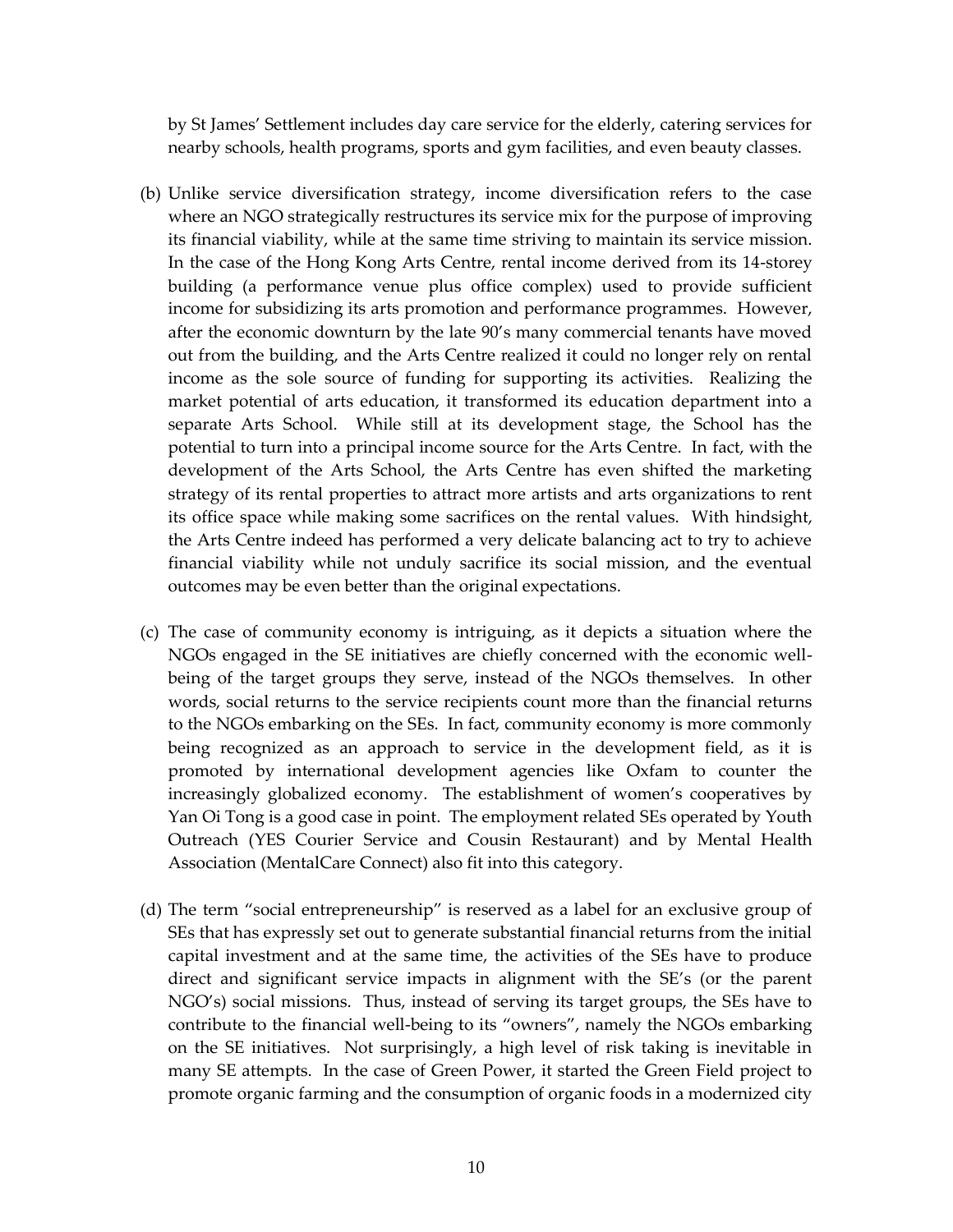by St James' Settlement includes day care service for the elderly, catering services for nearby schools, health programs, sports and gym facilities, and even beauty classes.

(b) Unlike service diversification strategy, income diversification refers to the case where an NGO strategically restructures its service mix for the purpose of improving its financial viability, while at the same time striving to maintain its service mission. In the case of the Hong Kong Arts Centre, rental income derived from its 14-storey building (a performance venue plus office complex) used to provide sufficient income for subsidizing its arts promotion and performance programmes. However, after the economic downturn by the late 90's many commercial tenants have moved out from the building, and the Arts Centre realized it could no longer rely on rental income as the sole source of funding for supporting its activities. Realizing the market potential of arts education, it transformed its education department into a separate Arts School. While still at its development stage, the School has the potential to turn into a principal income source for the Arts Centre. In fact, with the development of the Arts School, the Arts Centre has even shifted the marketing strategy of its rental properties to attract more artists and arts organizations to rent its office space while making some sacrifices on the rental values. With hindsight, the Arts Centre indeed has performed a very delicate balancing act to try to achieve financial viability while not unduly sacrifice its social mission, and the eventual outcomes may be even better than the original expectations.

(c) The case of community economy is intriguing, as it depicts a situation where the NGOs engaged in the SE initiatives are chiefly concerned with the economic well-being of the target groups they serve, instead of the NGOs themselves. In other words, social returns to the service recipients count more than the financial returns to the NGOs embarking on the SEs. In fact, community economy is more commonly being recognized as an approach to service in the development field, as it is promoted by international development agencies like Oxfam to counter the increasingly globalized economy. The establishment of women's cooperatives by Yan Oi Tong is a good case in point. The employment related SEs operated by Youth Outreach (YES Courier Service and Cousin Restaurant) and by Mental Health Association (MentalCare Connect) also fit into this category.

(d) The term "social entrepreneurship" is reserved as a label for an exclusive group of SEs that has expressly set out to generate substantial financial returns from the initial capital investment and at the same time, the activities of the SEs have to produce direct and significant service impacts in alignment with the SE's (or the parent NGO's) social missions. Thus, instead of serving its target groups, the SEs have to contribute to the financial well-being to its "owners", namely the NGOs embarking on the SE initiatives. Not surprisingly, a high level of risk taking is inevitable in many SE attempts. In the case of Green Power, it started the Green Field project to promote organic farming and the consumption of organic foods in a modernized city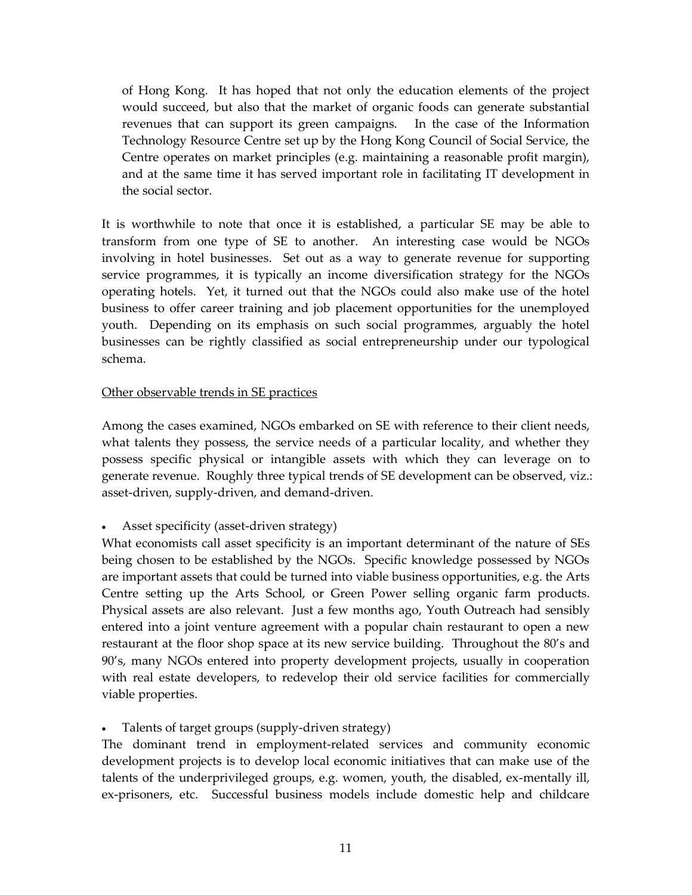of Hong Kong. It has hoped that not only the education elements of the project would succeed, but also that the market of organic foods can generate substantial revenues that can support its green campaigns. In the case of the Information Technology Resource Centre set up by the Hong Kong Council of Social Service, the Centre operates on market principles (e.g. maintaining a reasonable profit margin), and at the same time it has served important role in facilitating IT development in the social sector.

It is worthwhile to note that once it is established, a particular SE may be able to transform from one type of SE to another. An interesting case would be NGOs involving in hotel businesses. Set out as a way to generate revenue for supporting service programmes, it is typically an income diversification strategy for the NGOs operating hotels. Yet, it turned out that the NGOs could also make use of the hotel business to offer career training and job placement opportunities for the unemployed youth. Depending on its emphasis on such social programmes, arguably the hotel businesses can be rightly classified as social entrepreneurship under our typological schema.

<u>Other observable trends in SE practices</u>

Among the cases examined, NGOs embarked on SE with reference to their client needs, what talents they possess, the service needs of a particular locality, and whether they possess specific physical or intangible assets with which they can leverage on to generate revenue. Roughly three typical trends of SE development can be observed, viz.: asset-driven, supply-driven, and demand-driven.

- Asset specificity (asset-driven strategy)

What economists call asset specificity is an important determinant of the nature of SEs being chosen to be established by the NGOs. Specific knowledge possessed by NGOs are important assets that could be turned into viable business opportunities, e.g. the Arts Centre setting up the Arts School, or Green Power selling organic farm products. Physical assets are also relevant. Just a few months ago, Youth Outreach had sensibly entered into a joint venture agreement with a popular chain restaurant to open a new restaurant at the floor shop space at its new service building. Throughout the 80's and 90's, many NGOs entered into property development projects, usually in cooperation with real estate developers, to redevelop their old service facilities for commercially viable properties.

- Talents of target groups (supply-driven strategy)

The dominant trend in employment-related services and community economic development projects is to develop local economic initiatives that can make use of the talents of the underprivileged groups, e.g. women, youth, the disabled, ex-mentally ill, ex-prisoners, etc. Successful business models include domestic help and childcare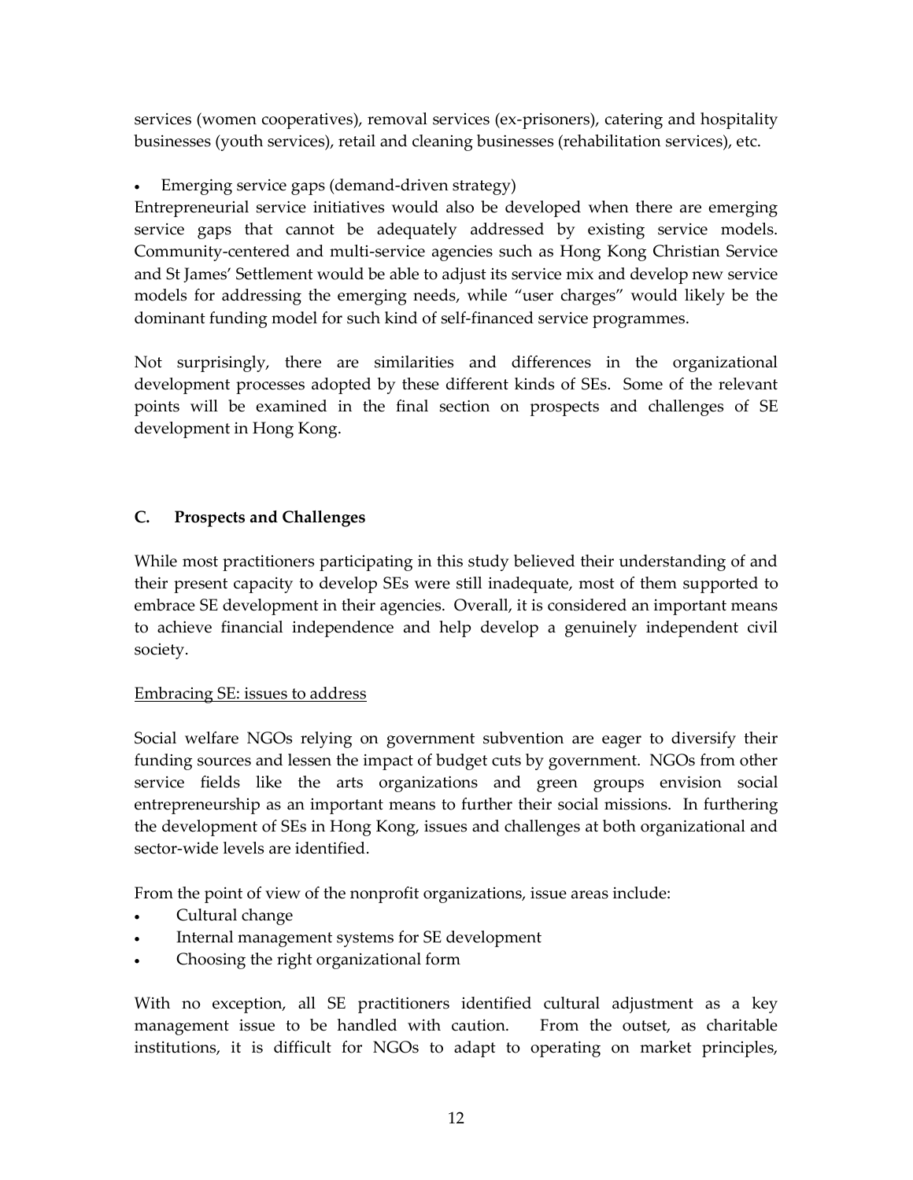services (women cooperatives), removal services (ex-prisoners), catering and hospitality businesses (youth services), retail and cleaning businesses (rehabilitation services), etc.

- Emerging service gaps (demand-driven strategy)

Entrepreneurial service initiatives would also be developed when there are emerging service gaps that cannot be adequately addressed by existing service models. Community-centered and multi-service agencies such as Hong Kong Christian Service and St James' Settlement would be able to adjust its service mix and develop new service models for addressing the emerging needs, while "user charges" would likely be the dominant funding model for such kind of self-financed service programmes.

Not surprisingly, there are similarities and differences in the organizational development processes adopted by these different kinds of SEs. Some of the relevant points will be examined in the final section on prospects and challenges of SE development in Hong Kong.

## C. Prospects and Challenges

While most practitioners participating in this study believed their understanding of and their present capacity to develop SEs were still inadequate, most of them supported to embrace SE development in their agencies. Overall, it is considered an important means to achieve financial independence and help develop a genuinely independent civil society.

Embracing SE: issues to address

Social welfare NGOs relying on government subvention are eager to diversify their funding sources and lessen the impact of budget cuts by government. NGOs from other service fields like the arts organizations and green groups envision social entrepreneurship as an important means to further their social missions. In furthering the development of SEs in Hong Kong, issues and challenges at both organizational and sector-wide levels are identified.

From the point of view of the nonprofit organizations, issue areas include:

- Cultural change
- Internal management systems for SE development
- Choosing the right organizational form

With no exception, all SE practitioners identified cultural adjustment as a key management issue to be handled with caution. From the outset, as charitable institutions, it is difficult for NGOs to adapt to operating on market principles,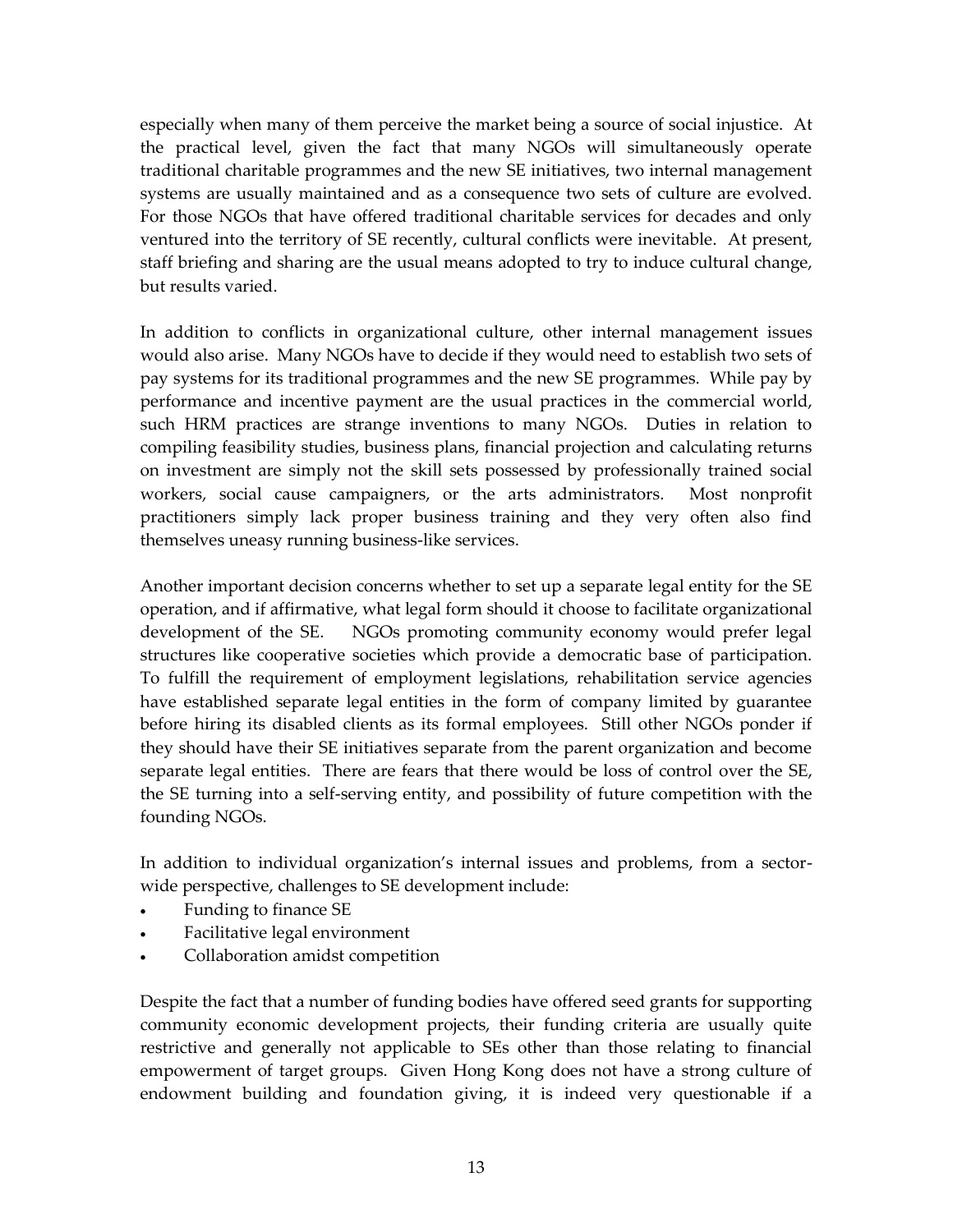especially when many of them perceive the market being a source of social injustice. At the practical level, given the fact that many NGOs will simultaneously operate traditional charitable programmes and the new SE initiatives, two internal management systems are usually maintained and as a consequence two sets of culture are evolved. For those NGOs that have offered traditional charitable services for decades and only ventured into the territory of SE recently, cultural conflicts were inevitable. At present, staff briefing and sharing are the usual means adopted to try to induce cultural change, but results varied.

In addition to conflicts in organizational culture, other internal management issues would also arise. Many NGOs have to decide if they would need to establish two sets of pay systems for its traditional programmes and the new SE programmes. While pay by performance and incentive payment are the usual practices in the commercial world, such HRM practices are strange inventions to many NGOs. Duties in relation to compiling feasibility studies, business plans, financial projection and calculating returns on investment are simply not the skill sets possessed by professionally trained social workers, social cause campaigners, or the arts administrators. Most nonprofit practitioners simply lack proper business training and they very often also find themselves uneasy running business-like services.

Another important decision concerns whether to set up a separate legal entity for the SE operation, and if affirmative, what legal form should it choose to facilitate organizational development of the SE. NGOs promoting community economy would prefer legal structures like cooperative societies which provide a democratic base of participation. To fulfill the requirement of employment legislations, rehabilitation service agencies have established separate legal entities in the form of company limited by guarantee before hiring its disabled clients as its formal employees. Still other NGOs ponder if they should have their SE initiatives separate from the parent organization and become separate legal entities. There are fears that there would be loss of control over the SE, the SE turning into a self-serving entity, and possibility of future competition with the founding NGOs.

In addition to individual organization's internal issues and problems, from a sector-wide perspective, challenges to SE development include:

- Funding to finance SE
- Facilitative legal environment
- Collaboration amidst competition

Despite the fact that a number of funding bodies have offered seed grants for supporting community economic development projects, their funding criteria are usually quite restrictive and generally not applicable to SEs other than those relating to financial empowerment of target groups. Given Hong Kong does not have a strong culture of endowment building and foundation giving, it is indeed very questionable if a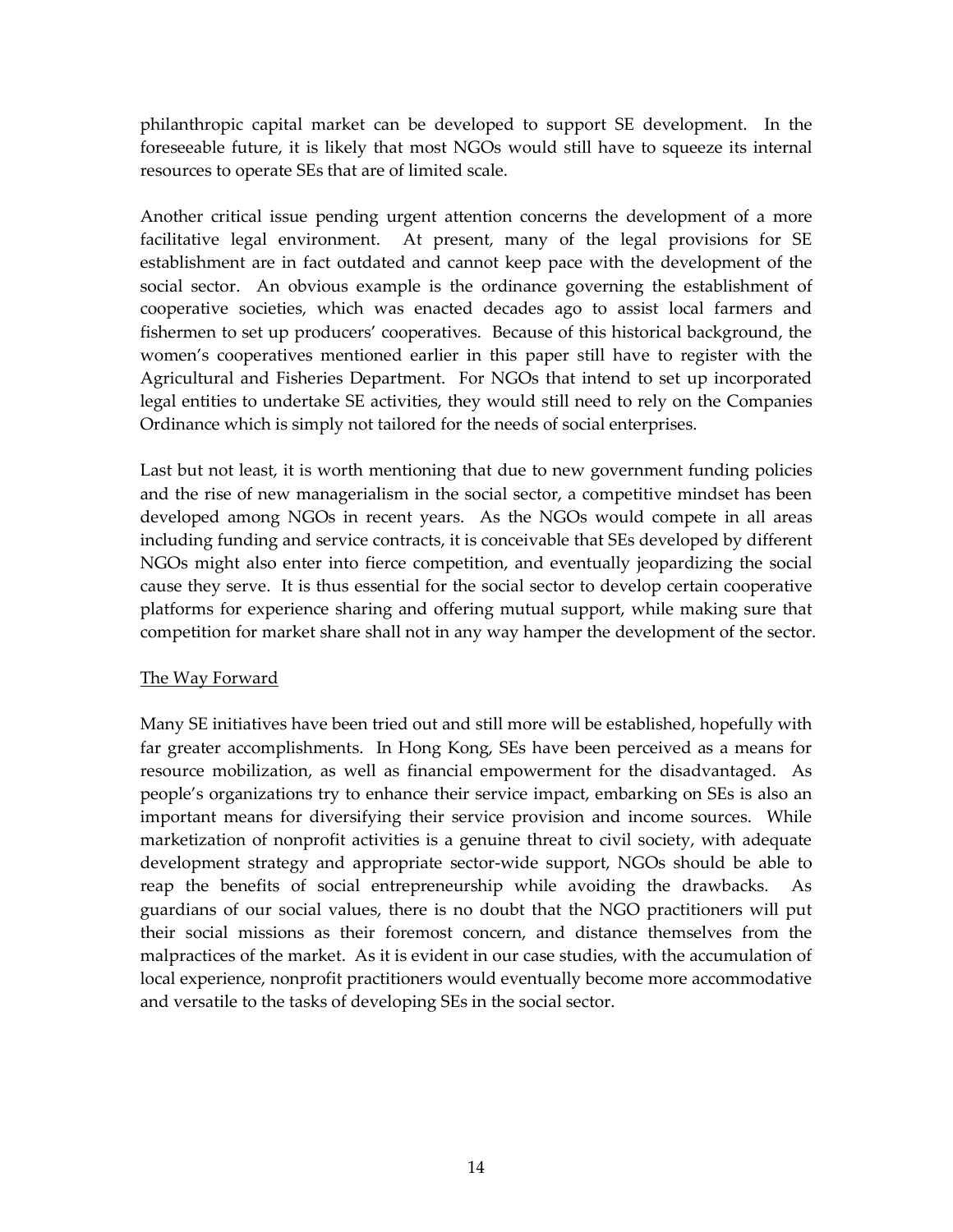philanthropic capital market can be developed to support SE development. In the foreseeable future, it is likely that most NGOs would still have to squeeze its internal resources to operate SEs that are of limited scale.

Another critical issue pending urgent attention concerns the development of a more facilitative legal environment. At present, many of the legal provisions for SE establishment are in fact outdated and cannot keep pace with the development of the social sector. An obvious example is the ordinance governing the establishment of cooperative societies, which was enacted decades ago to assist local farmers and fishermen to set up producers' cooperatives. Because of this historical background, the women's cooperatives mentioned earlier in this paper still have to register with the Agricultural and Fisheries Department. For NGOs that intend to set up incorporated legal entities to undertake SE activities, they would still need to rely on the Companies Ordinance which is simply not tailored for the needs of social enterprises.

Last but not least, it is worth mentioning that due to new government funding policies and the rise of new managerialism in the social sector, a competitive mindset has been developed among NGOs in recent years. As the NGOs would compete in all areas including funding and service contracts, it is conceivable that SEs developed by different NGOs might also enter into fierce competition, and eventually jeopardizing the social cause they serve. It is thus essential for the social sector to develop certain cooperative platforms for experience sharing and offering mutual support, while making sure that competition for market share shall not in any way hamper the development of the sector.

## The Way Forward

Many SE initiatives have been tried out and still more will be established, hopefully with far greater accomplishments. In Hong Kong, SEs have been perceived as a means for resource mobilization, as well as financial empowerment for the disadvantaged. As people's organizations try to enhance their service impact, embarking on SEs is also an important means for diversifying their service provision and income sources. While marketization of nonprofit activities is a genuine threat to civil society, with adequate development strategy and appropriate sector-wide support, NGOs should be able to reap the benefits of social entrepreneurship while avoiding the drawbacks. As guardians of our social values, there is no doubt that the NGO practitioners will put their social missions as their foremost concern, and distance themselves from the malpractices of the market. As it is evident in our case studies, with the accumulation of local experience, nonprofit practitioners would eventually become more accommodative and versatile to the tasks of developing SEs in the social sector.